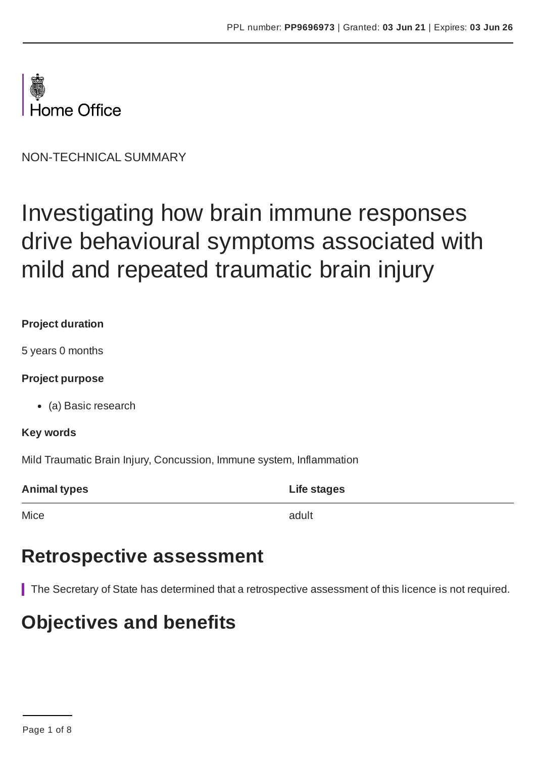Home Office

NON-TECHNICAL SUMMARY

# Investigating how brain immune responses drive behavioural symptoms associated with mild and repeated traumatic brain injury

**Project duration**

5 years 0 months

**Project purpose**

- (a) Basic research

**Key words**

Mild Traumatic Brain Injury, Concussion, Immune system, Inflammation

| Animal types | Life stages |
|---|---|
| Mice | adult |

## Retrospective assessment

The Secretary of State has determined that a retrospective assessment of this licence is not required.

## Objectives and benefits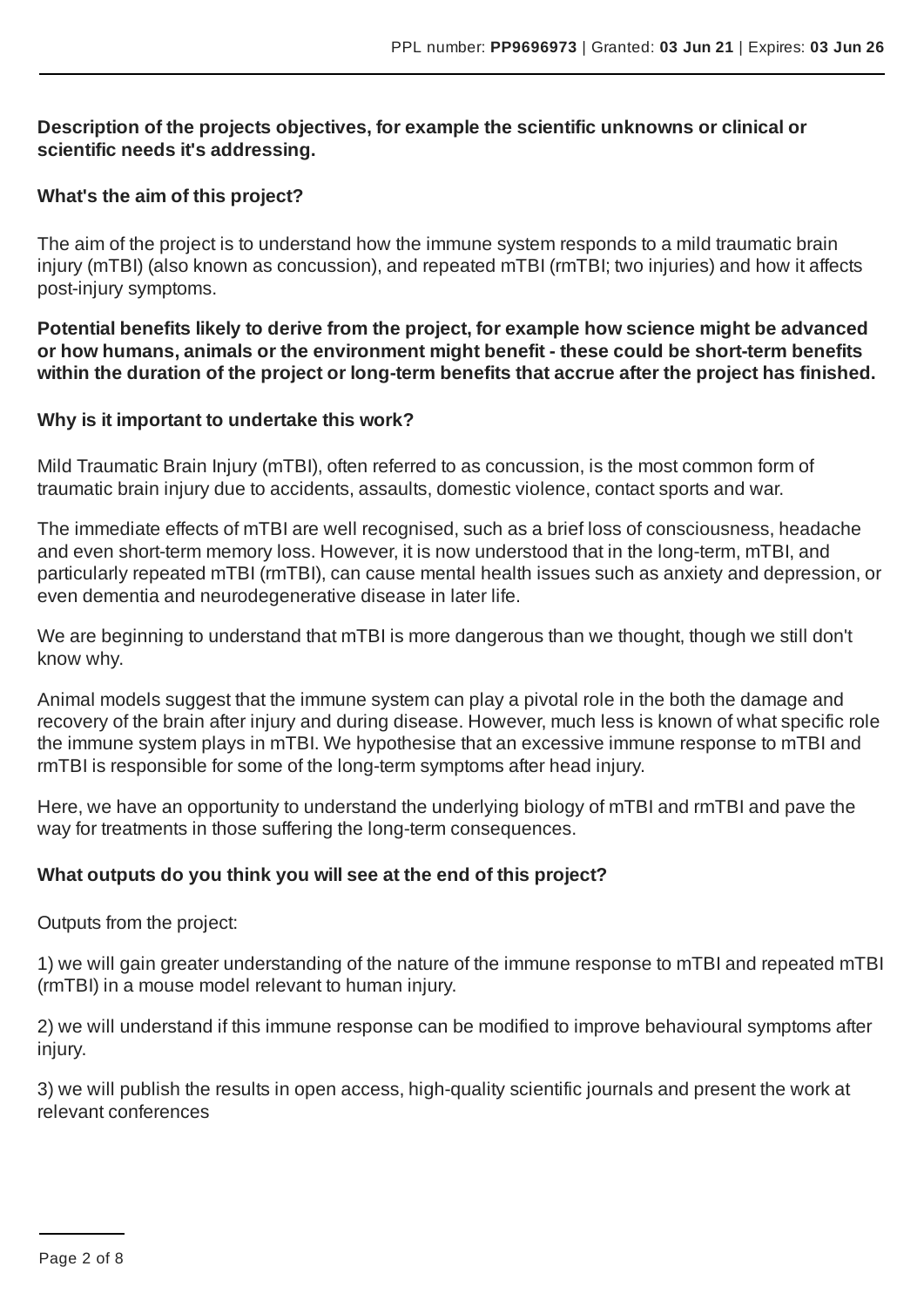**Description of the projects objectives, for example the scientific unknowns or clinical or scientific needs it's addressing.**

**What's the aim of this project?**

The aim of the project is to understand how the immune system responds to a mild traumatic brain injury (mTBI) (also known as concussion), and repeated mTBI (rmTBI; two injuries) and how it affects post-injury symptoms.

**Potential benefits likely to derive from the project, for example how science might be advanced or how humans, animals or the environment might benefit - these could be short-term benefits within the duration of the project or long-term benefits that accrue after the project has finished.**

**Why is it important to undertake this work?**

Mild Traumatic Brain Injury (mTBI), often referred to as concussion, is the most common form of traumatic brain injury due to accidents, assaults, domestic violence, contact sports and war.

The immediate effects of mTBI are well recognised, such as a brief loss of consciousness, headache and even short-term memory loss. However, it is now understood that in the long-term, mTBI, and particularly repeated mTBI (rmTBI), can cause mental health issues such as anxiety and depression, or even dementia and neurodegenerative disease in later life.

We are beginning to understand that mTBI is more dangerous than we thought, though we still don't know why.

Animal models suggest that the immune system can play a pivotal role in the both the damage and recovery of the brain after injury and during disease. However, much less is known of what specific role the immune system plays in mTBI. We hypothesise that an excessive immune response to mTBI and rmTBI is responsible for some of the long-term symptoms after head injury.

Here, we have an opportunity to understand the underlying biology of mTBI and rmTBI and pave the way for treatments in those suffering the long-term consequences.

**What outputs do you think you will see at the end of this project?**

Outputs from the project:

1) we will gain greater understanding of the nature of the immune response to mTBI and repeated mTBI (rmTBI) in a mouse model relevant to human injury.

2) we will understand if this immune response can be modified to improve behavioural symptoms after injury.

3) we will publish the results in open access, high-quality scientific journals and present the work at relevant conferences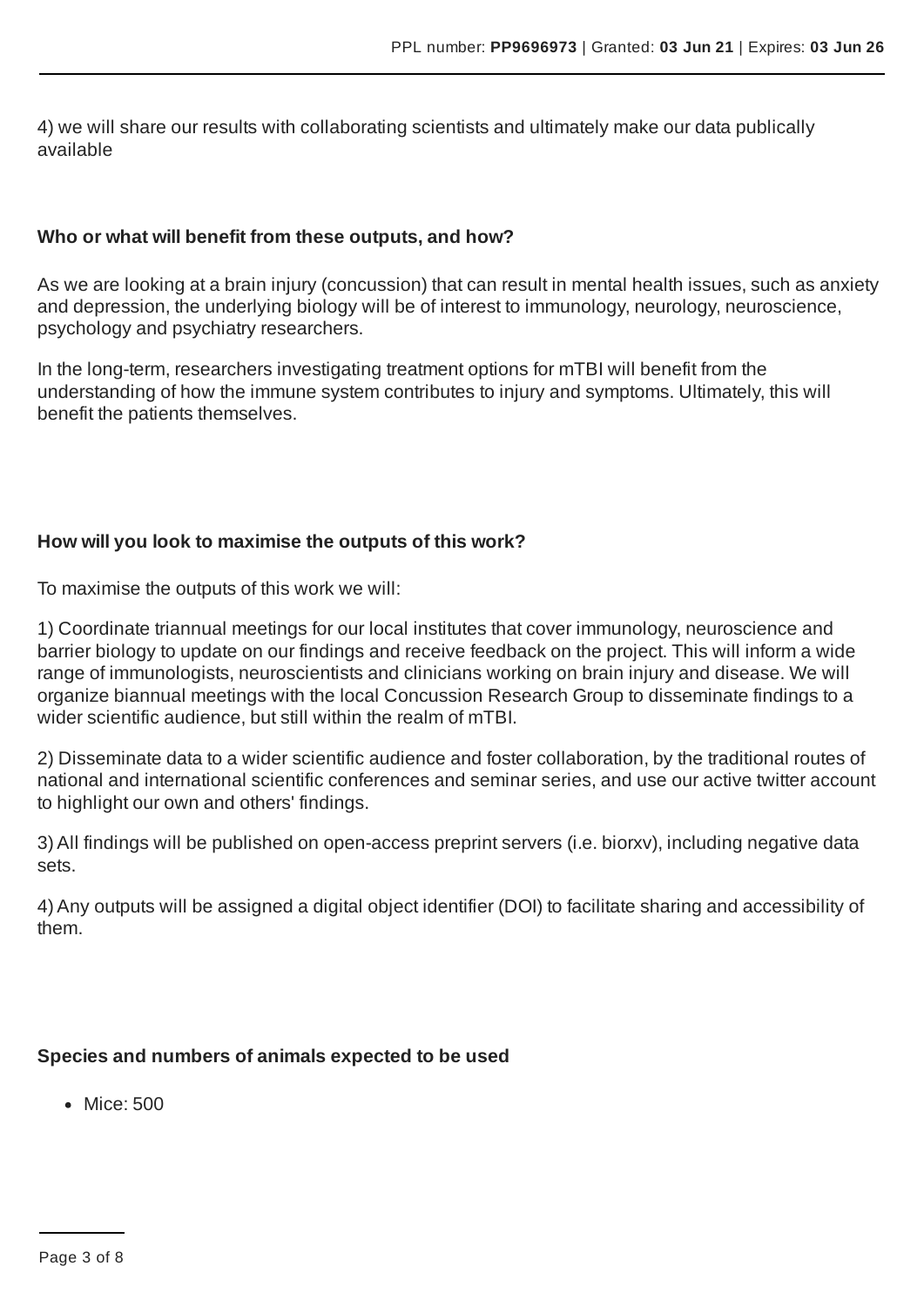4) we will share our results with collaborating scientists and ultimately make our data publically available

**Who or what will benefit from these outputs, and how?**

As we are looking at a brain injury (concussion) that can result in mental health issues, such as anxiety and depression, the underlying biology will be of interest to immunology, neurology, neuroscience, psychology and psychiatry researchers.

In the long-term, researchers investigating treatment options for mTBI will benefit from the understanding of how the immune system contributes to injury and symptoms. Ultimately, this will benefit the patients themselves.

**How will you look to maximise the outputs of this work?**

To maximise the outputs of this work we will:

1) Coordinate triannual meetings for our local institutes that cover immunology, neuroscience and barrier biology to update on our findings and receive feedback on the project. This will inform a wide range of immunologists, neuroscientists and clinicians working on brain injury and disease. We will organize biannual meetings with the local Concussion Research Group to disseminate findings to a wider scientific audience, but still within the realm of mTBI.

2) Disseminate data to a wider scientific audience and foster collaboration, by the traditional routes of national and international scientific conferences and seminar series, and use our active twitter account to highlight our own and others' findings.

3) All findings will be published on open-access preprint servers (i.e. biorxv), including negative data sets.

4) Any outputs will be assigned a digital object identifier (DOI) to facilitate sharing and accessibility of them.

**Species and numbers of animals expected to be used**

- Mice: 500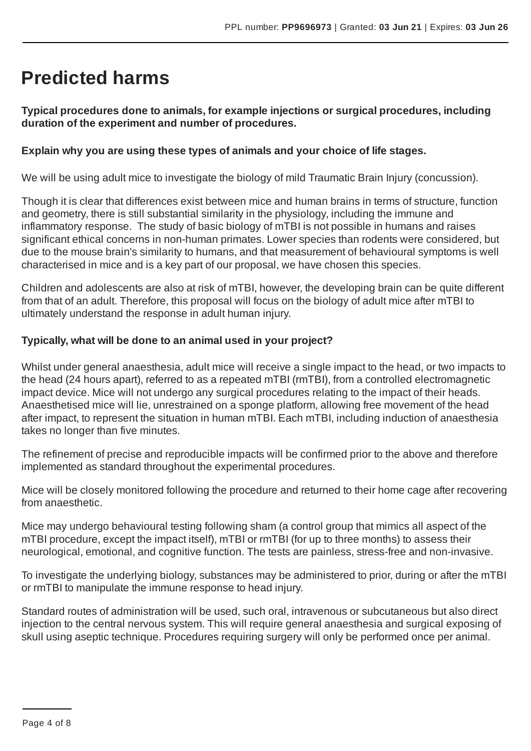# Predicted harms

**Typical procedures done to animals, for example injections or surgical procedures, including duration of the experiment and number of procedures.**

**Explain why you are using these types of animals and your choice of life stages.**

We will be using adult mice to investigate the biology of mild Traumatic Brain Injury (concussion).

Though it is clear that differences exist between mice and human brains in terms of structure, function and geometry, there is still substantial similarity in the physiology, including the immune and inflammatory response. The study of basic biology of mTBI is not possible in humans and raises significant ethical concerns in non-human primates. Lower species than rodents were considered, but due to the mouse brain's similarity to humans, and that measurement of behavioural symptoms is well characterised in mice and is a key part of our proposal, we have chosen this species.

Children and adolescents are also at risk of mTBI, however, the developing brain can be quite different from that of an adult. Therefore, this proposal will focus on the biology of adult mice after mTBI to ultimately understand the response in adult human injury.

**Typically, what will be done to an animal used in your project?**

Whilst under general anaesthesia, adult mice will receive a single impact to the head, or two impacts to the head (24 hours apart), referred to as a repeated mTBI (rmTBI), from a controlled electromagnetic impact device. Mice will not undergo any surgical procedures relating to the impact of their heads. Anaesthetised mice will lie, unrestrained on a sponge platform, allowing free movement of the head after impact, to represent the situation in human mTBI. Each mTBI, including induction of anaesthesia takes no longer than five minutes.

The refinement of precise and reproducible impacts will be confirmed prior to the above and therefore implemented as standard throughout the experimental procedures.

Mice will be closely monitored following the procedure and returned to their home cage after recovering from anaesthetic.

Mice may undergo behavioural testing following sham (a control group that mimics all aspect of the mTBI procedure, except the impact itself), mTBI or rmTBI (for up to three months) to assess their neurological, emotional, and cognitive function. The tests are painless, stress-free and non-invasive.

To investigate the underlying biology, substances may be administered to prior, during or after the mTBI or rmTBI to manipulate the immune response to head injury.

Standard routes of administration will be used, such oral, intravenous or subcutaneous but also direct injection to the central nervous system. This will require general anaesthesia and surgical exposing of skull using aseptic technique. Procedures requiring surgery will only be performed once per animal.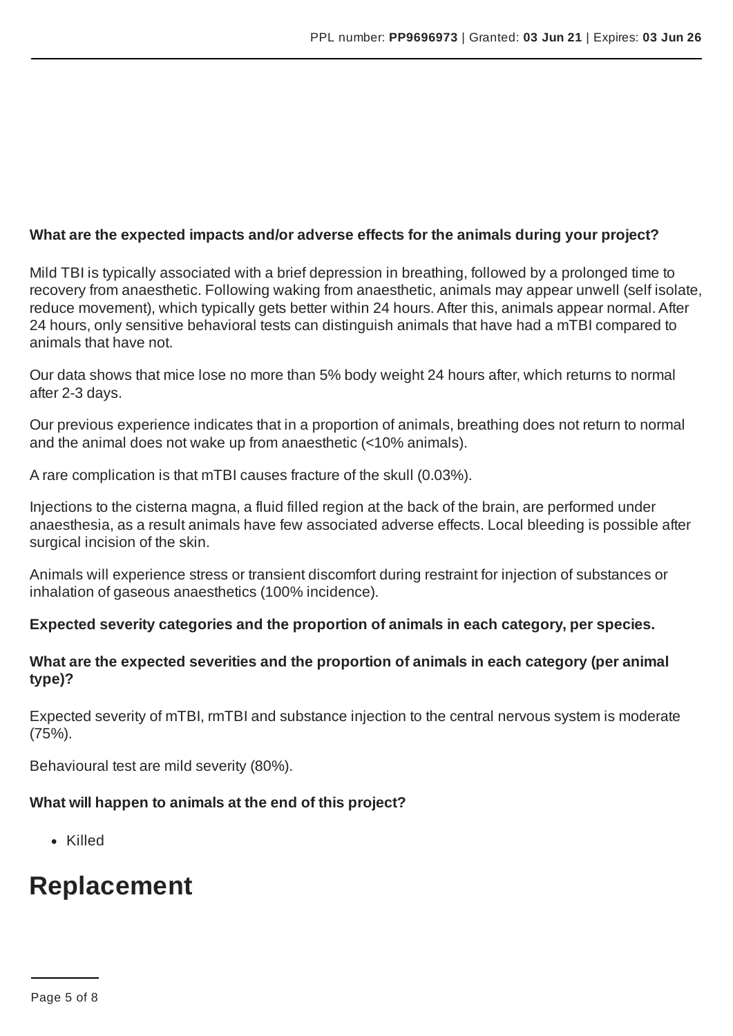**What are the expected impacts and/or adverse effects for the animals during your project?**

Mild TBI is typically associated with a brief depression in breathing, followed by a prolonged time to recovery from anaesthetic. Following waking from anaesthetic, animals may appear unwell (self isolate, reduce movement), which typically gets better within 24 hours. After this, animals appear normal. After 24 hours, only sensitive behavioral tests can distinguish animals that have had a mTBI compared to animals that have not.

Our data shows that mice lose no more than 5% body weight 24 hours after, which returns to normal after 2-3 days.

Our previous experience indicates that in a proportion of animals, breathing does not return to normal and the animal does not wake up from anaesthetic (<10% animals).

A rare complication is that mTBI causes fracture of the skull (0.03%).

Injections to the cisterna magna, a fluid filled region at the back of the brain, are performed under anaesthesia, as a result animals have few associated adverse effects. Local bleeding is possible after surgical incision of the skin.

Animals will experience stress or transient discomfort during restraint for injection of substances or inhalation of gaseous anaesthetics (100% incidence).

**Expected severity categories and the proportion of animals in each category, per species.**

**What are the expected severities and the proportion of animals in each category (per animal type)?**

Expected severity of mTBI, rmTBI and substance injection to the central nervous system is moderate (75%).

Behavioural test are mild severity (80%).

**What will happen to animals at the end of this project?**

- Killed

# Replacement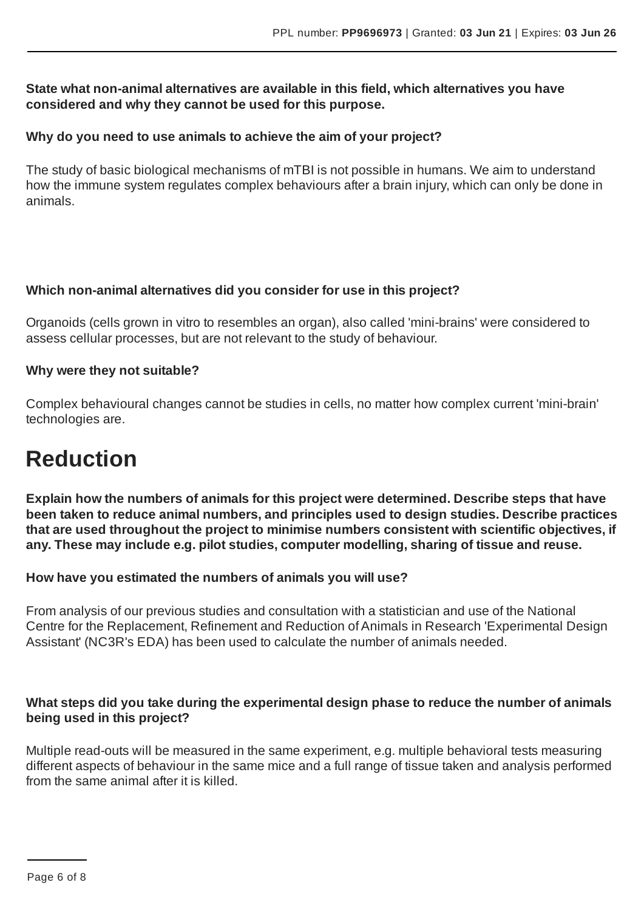**State what non-animal alternatives are available in this field, which alternatives you have considered and why they cannot be used for this purpose.**

**Why do you need to use animals to achieve the aim of your project?**

The study of basic biological mechanisms of mTBI is not possible in humans. We aim to understand how the immune system regulates complex behaviours after a brain injury, which can only be done in animals.

**Which non-animal alternatives did you consider for use in this project?**

Organoids (cells grown in vitro to resembles an organ), also called 'mini-brains' were considered to assess cellular processes, but are not relevant to the study of behaviour.

**Why were they not suitable?**

Complex behavioural changes cannot be studies in cells, no matter how complex current 'mini-brain' technologies are.

# Reduction

**Explain how the numbers of animals for this project were determined. Describe steps that have been taken to reduce animal numbers, and principles used to design studies. Describe practices that are used throughout the project to minimise numbers consistent with scientific objectives, if any. These may include e.g. pilot studies, computer modelling, sharing of tissue and reuse.**

**How have you estimated the numbers of animals you will use?**

From analysis of our previous studies and consultation with a statistician and use of the National Centre for the Replacement, Refinement and Reduction of Animals in Research 'Experimental Design Assistant' (NC3R's EDA) has been used to calculate the number of animals needed.

**What steps did you take during the experimental design phase to reduce the number of animals being used in this project?**

Multiple read-outs will be measured in the same experiment, e.g. multiple behavioral tests measuring different aspects of behaviour in the same mice and a full range of tissue taken and analysis performed from the same animal after it is killed.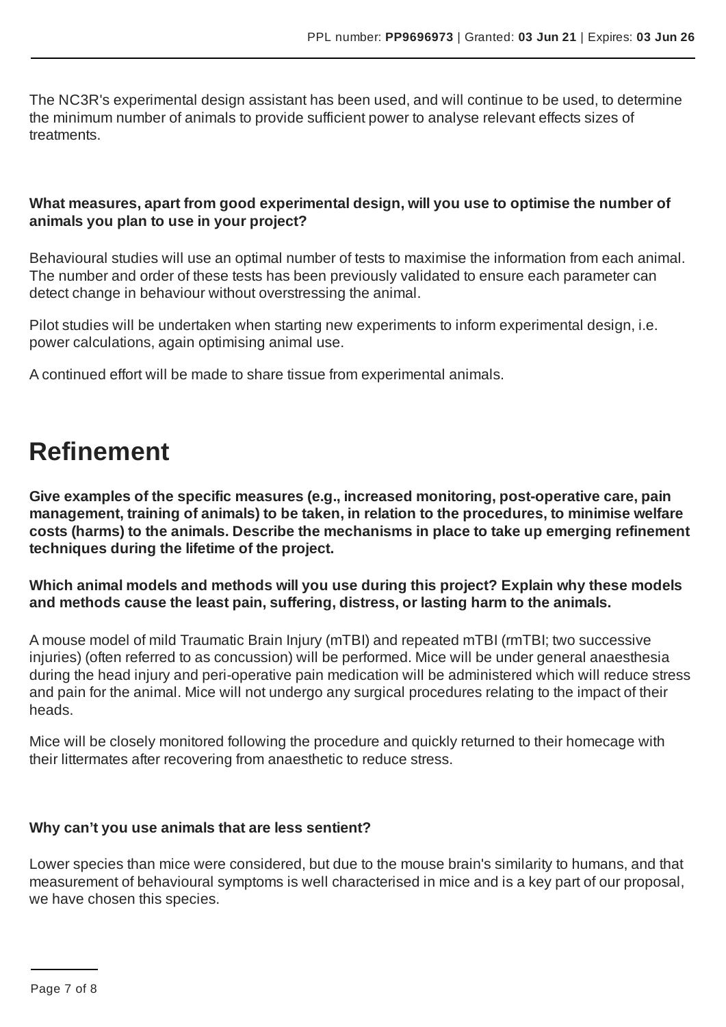The NC3R's experimental design assistant has been used, and will continue to be used, to determine the minimum number of animals to provide sufficient power to analyse relevant effects sizes of treatments.

**What measures, apart from good experimental design, will you use to optimise the number of animals you plan to use in your project?**

Behavioural studies will use an optimal number of tests to maximise the information from each animal. The number and order of these tests has been previously validated to ensure each parameter can detect change in behaviour without overstressing the animal.

Pilot studies will be undertaken when starting new experiments to inform experimental design, i.e. power calculations, again optimising animal use.

A continued effort will be made to share tissue from experimental animals.

# Refinement

**Give examples of the specific measures (e.g., increased monitoring, post-operative care, pain management, training of animals) to be taken, in relation to the procedures, to minimise welfare costs (harms) to the animals. Describe the mechanisms in place to take up emerging refinement techniques during the lifetime of the project.**

**Which animal models and methods will you use during this project? Explain why these models and methods cause the least pain, suffering, distress, or lasting harm to the animals.**

A mouse model of mild Traumatic Brain Injury (mTBI) and repeated mTBI (rmTBI; two successive injuries) (often referred to as concussion) will be performed. Mice will be under general anaesthesia during the head injury and peri-operative pain medication will be administered which will reduce stress and pain for the animal. Mice will not undergo any surgical procedures relating to the impact of their heads.

Mice will be closely monitored following the procedure and quickly returned to their homecage with their littermates after recovering from anaesthetic to reduce stress.

**Why can't you use animals that are less sentient?**

Lower species than mice were considered, but due to the mouse brain's similarity to humans, and that measurement of behavioural symptoms is well characterised in mice and is a key part of our proposal, we have chosen this species.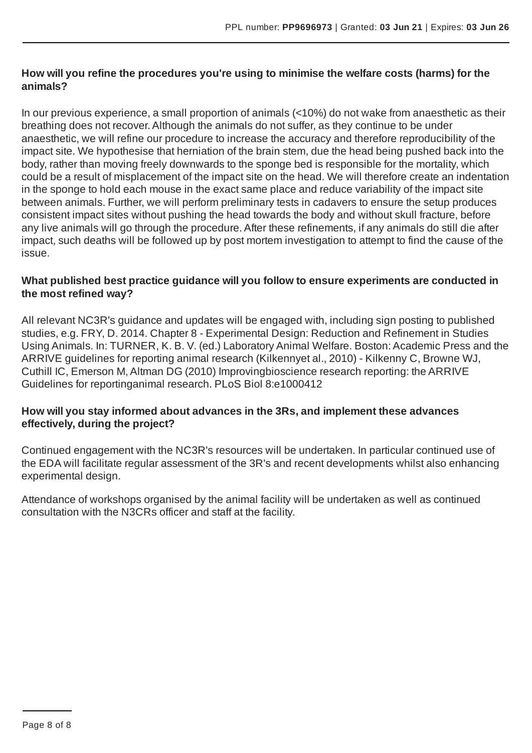**How will you refine the procedures you're using to minimise the welfare costs (harms) for the animals?**

In our previous experience, a small proportion of animals (<10%) do not wake from anaesthetic as their breathing does not recover. Although the animals do not suffer, as they continue to be under anaesthetic, we will refine our procedure to increase the accuracy and therefore reproducibility of the impact site. We hypothesise that herniation of the brain stem, due the head being pushed back into the body, rather than moving freely downwards to the sponge bed is responsible for the mortality, which could be a result of misplacement of the impact site on the head. We will therefore create an indentation in the sponge to hold each mouse in the exact same place and reduce variability of the impact site between animals. Further, we will perform preliminary tests in cadavers to ensure the setup produces consistent impact sites without pushing the head towards the body and without skull fracture, before any live animals will go through the procedure. After these refinements, if any animals do still die after impact, such deaths will be followed up by post mortem investigation to attempt to find the cause of the issue.

**What published best practice guidance will you follow to ensure experiments are conducted in the most refined way?**

All relevant NC3R's guidance and updates will be engaged with, including sign posting to published studies, e.g. FRY, D. 2014. Chapter 8 - Experimental Design: Reduction and Refinement in Studies Using Animals. In: TURNER, K. B. V. (ed.) Laboratory Animal Welfare. Boston: Academic Press and the ARRIVE guidelines for reporting animal research (Kilkennyet al., 2010) - Kilkenny C, Browne WJ, Cuthill IC, Emerson M, Altman DG (2010) Improvingbioscience research reporting: the ARRIVE Guidelines for reportinganimal research. PLoS Biol 8:e1000412

**How will you stay informed about advances in the 3Rs, and implement these advances effectively, during the project?**

Continued engagement with the NC3R's resources will be undertaken. In particular continued use of the EDA will facilitate regular assessment of the 3R's and recent developments whilst also enhancing experimental design.

Attendance of workshops organised by the animal facility will be undertaken as well as continued consultation with the N3CRs officer and staff at the facility.